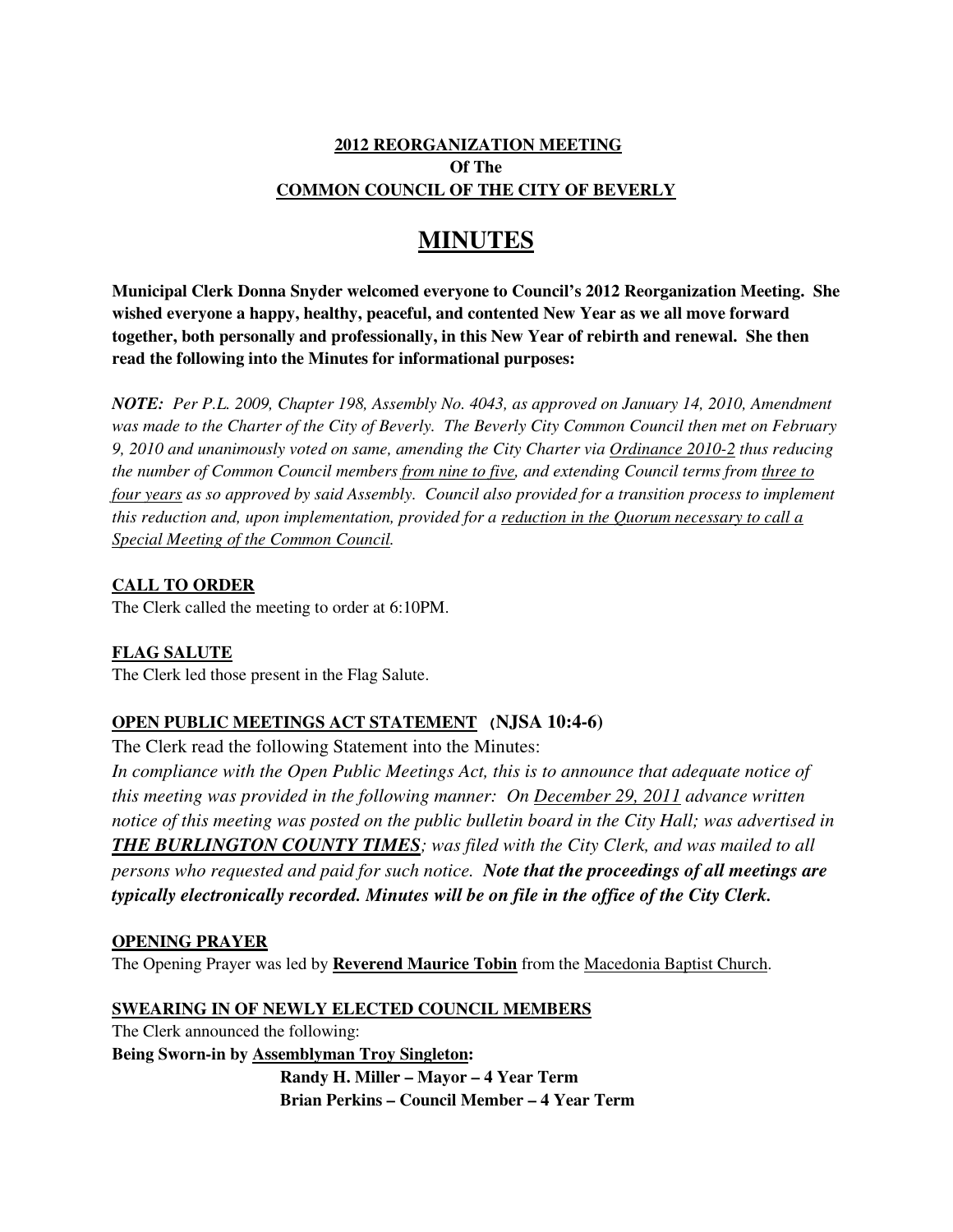**2012 REORGANIZATION MEETING**
**Of The**
**COMMON COUNCIL OF THE CITY OF BEVERLY**

# MINUTES

**Municipal Clerk Donna Snyder welcomed everyone to Council's 2012 Reorganization Meeting. She wished everyone a happy, healthy, peaceful, and contented New Year as we all move forward together, both personally and professionally, in this New Year of rebirth and renewal. She then read the following into the Minutes for informational purposes:**

***NOTE:*** *Per P.L. 2009, Chapter 198, Assembly No. 4043, as approved on January 14, 2010, Amendment was made to the Charter of the City of Beverly. The Beverly City Common Council then met on February 9, 2010 and unanimously voted on same, amending the City Charter via Ordinance 2010-2 thus reducing the number of Common Council members from nine to five, and extending Council terms from three to four years as so approved by said Assembly. Council also provided for a transition process to implement this reduction and, upon implementation, provided for a reduction in the Quorum necessary to call a Special Meeting of the Common Council.*

**CALL TO ORDER**

The Clerk called the meeting to order at 6:10PM.

**FLAG SALUTE**

The Clerk led those present in the Flag Salute.

**OPEN PUBLIC MEETINGS ACT STATEMENT (NJSA 10:4-6)**

The Clerk read the following Statement into the Minutes:

*In compliance with the Open Public Meetings Act, this is to announce that adequate notice of this meeting was provided in the following manner: On December 29, 2011 advance written notice of this meeting was posted on the public bulletin board in the City Hall; was advertised in* ***THE BURLINGTON COUNTY TIMES****; was filed with the City Clerk, and was mailed to all persons who requested and paid for such notice.* ***Note that the proceedings of all meetings are typically electronically recorded. Minutes will be on file in the office of the City Clerk.***

**OPENING PRAYER**

The Opening Prayer was led by **Reverend Maurice Tobin** from the Macedonia Baptist Church.

**SWEARING IN OF NEWLY ELECTED COUNCIL MEMBERS**

The Clerk announced the following:

**Being Sworn-in by Assemblyman Troy Singleton:**

**Randy H. Miller – Mayor – 4 Year Term**
**Brian Perkins – Council Member – 4 Year Term**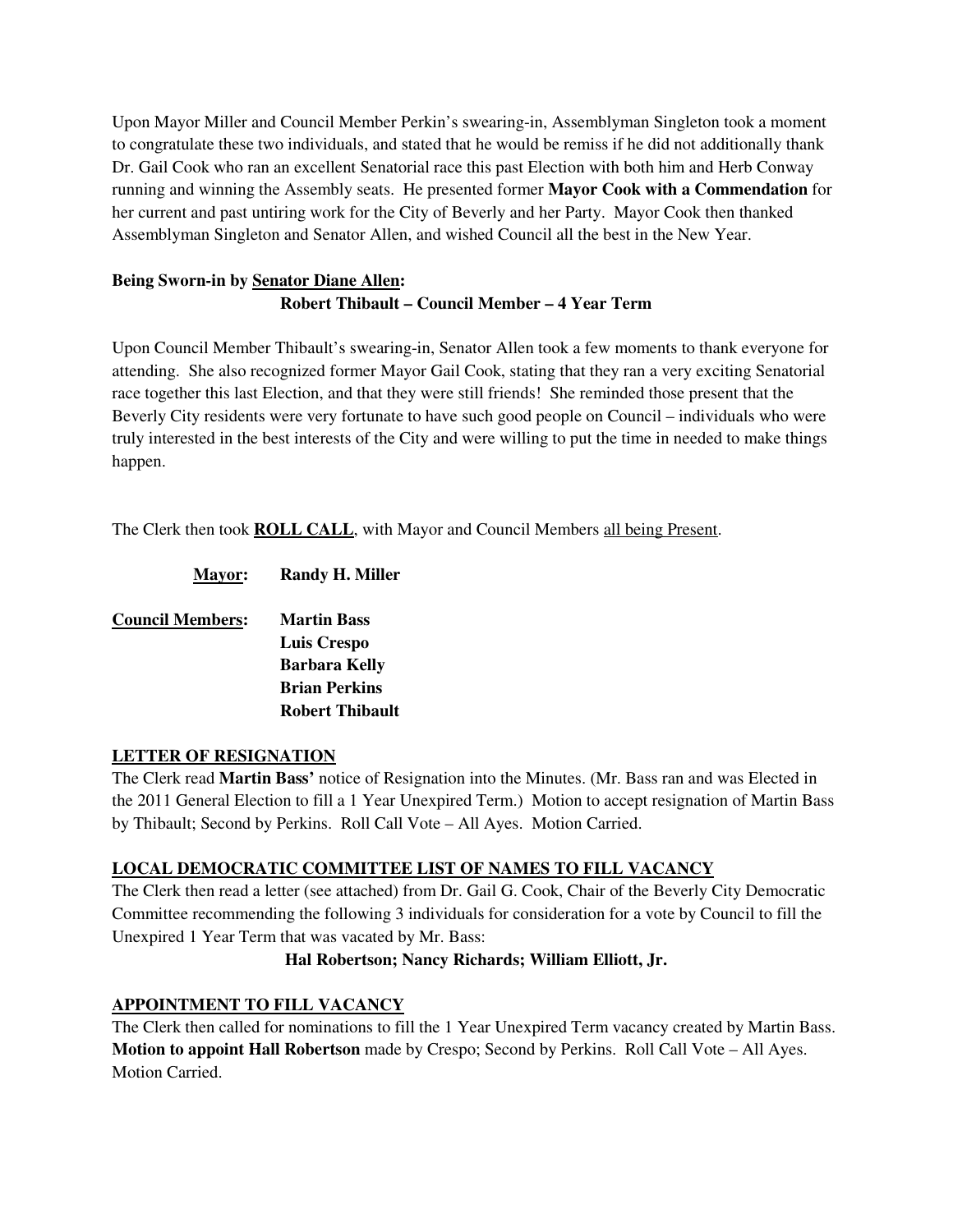Upon Mayor Miller and Council Member Perkin's swearing-in, Assemblyman Singleton took a moment to congratulate these two individuals, and stated that he would be remiss if he did not additionally thank Dr. Gail Cook who ran an excellent Senatorial race this past Election with both him and Herb Conway running and winning the Assembly seats. He presented former **Mayor Cook with a Commendation** for her current and past untiring work for the City of Beverly and her Party. Mayor Cook then thanked Assemblyman Singleton and Senator Allen, and wished Council all the best in the New Year.

**Being Sworn-in by <u>Senator Diane Allen</u>:**

**Robert Thibault – Council Member – 4 Year Term**

Upon Council Member Thibault's swearing-in, Senator Allen took a few moments to thank everyone for attending. She also recognized former Mayor Gail Cook, stating that they ran a very exciting Senatorial race together this last Election, and that they were still friends! She reminded those present that the Beverly City residents were very fortunate to have such good people on Council – individuals who were truly interested in the best interests of the City and were willing to put the time in needed to make things happen.

The Clerk then took **<u>ROLL CALL</u>**, with Mayor and Council Members <u>all being Present</u>.

**<u>Mayor</u>:** **Randy H. Miller**

**<u>Council Members</u>:**
**Martin Bass**
**Luis Crespo**
**Barbara Kelly**
**Brian Perkins**
**Robert Thibault**

## <u>LETTER OF RESIGNATION</u>

The Clerk read **Martin Bass'** notice of Resignation into the Minutes. (Mr. Bass ran and was Elected in the 2011 General Election to fill a 1 Year Unexpired Term.) Motion to accept resignation of Martin Bass by Thibault; Second by Perkins. Roll Call Vote – All Ayes. Motion Carried.

## <u>LOCAL DEMOCRATIC COMMITTEE LIST OF NAMES TO FILL VACANCY</u>

The Clerk then read a letter (see attached) from Dr. Gail G. Cook, Chair of the Beverly City Democratic Committee recommending the following 3 individuals for consideration for a vote by Council to fill the Unexpired 1 Year Term that was vacated by Mr. Bass:

**Hal Robertson; Nancy Richards; William Elliott, Jr.**

## <u>APPOINTMENT TO FILL VACANCY</u>

The Clerk then called for nominations to fill the 1 Year Unexpired Term vacancy created by Martin Bass. **Motion to appoint Hall Robertson** made by Crespo; Second by Perkins. Roll Call Vote – All Ayes. Motion Carried.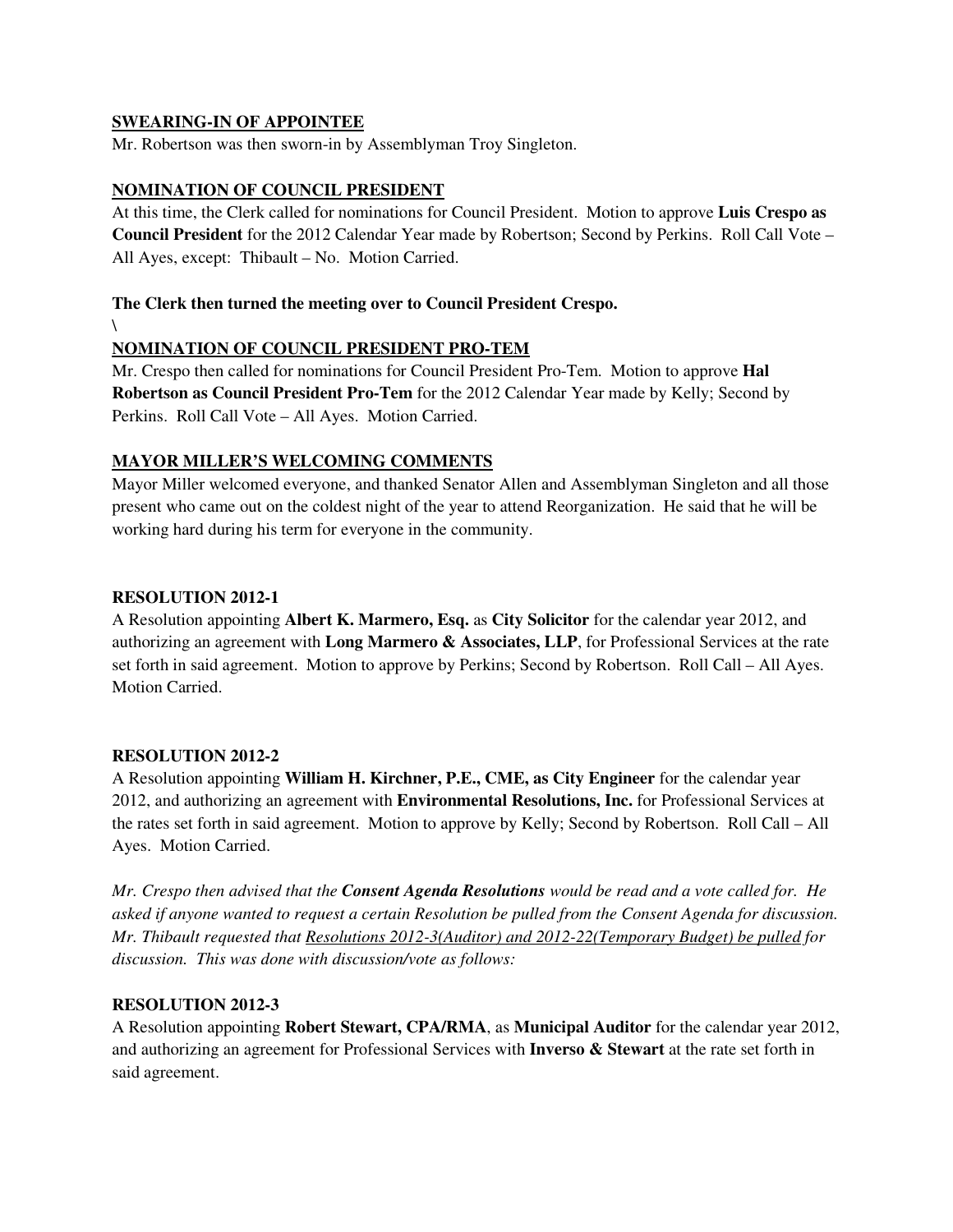**SWEARING-IN OF APPOINTEE**

Mr. Robertson was then sworn-in by Assemblyman Troy Singleton.

**NOMINATION OF COUNCIL PRESIDENT**

At this time, the Clerk called for nominations for Council President. Motion to approve **Luis Crespo as Council President** for the 2012 Calendar Year made by Robertson; Second by Perkins. Roll Call Vote – All Ayes, except: Thibault – No. Motion Carried.

**The Clerk then turned the meeting over to Council President Crespo.**

\

**NOMINATION OF COUNCIL PRESIDENT PRO-TEM**

Mr. Crespo then called for nominations for Council President Pro-Tem. Motion to approve **Hal Robertson as Council President Pro-Tem** for the 2012 Calendar Year made by Kelly; Second by Perkins. Roll Call Vote – All Ayes. Motion Carried.

**MAYOR MILLER'S WELCOMING COMMENTS**

Mayor Miller welcomed everyone, and thanked Senator Allen and Assemblyman Singleton and all those present who came out on the coldest night of the year to attend Reorganization. He said that he will be working hard during his term for everyone in the community.

**RESOLUTION 2012-1**

A Resolution appointing **Albert K. Marmero, Esq.** as **City Solicitor** for the calendar year 2012, and authorizing an agreement with **Long Marmero & Associates, LLP**, for Professional Services at the rate set forth in said agreement. Motion to approve by Perkins; Second by Robertson. Roll Call – All Ayes. Motion Carried.

**RESOLUTION 2012-2**

A Resolution appointing **William H. Kirchner, P.E., CME, as City Engineer** for the calendar year 2012, and authorizing an agreement with **Environmental Resolutions, Inc.** for Professional Services at the rates set forth in said agreement. Motion to approve by Kelly; Second by Robertson. Roll Call – All Ayes. Motion Carried.

*Mr. Crespo then advised that the **Consent Agenda Resolutions** would be read and a vote called for. He asked if anyone wanted to request a certain Resolution be pulled from the Consent Agenda for discussion. Mr. Thibault requested that Resolutions 2012-3(Auditor) and 2012-22(Temporary Budget) be pulled for discussion. This was done with discussion/vote as follows:*

**RESOLUTION 2012-3**

A Resolution appointing **Robert Stewart, CPA/RMA**, as **Municipal Auditor** for the calendar year 2012, and authorizing an agreement for Professional Services with **Inverso & Stewart** at the rate set forth in said agreement.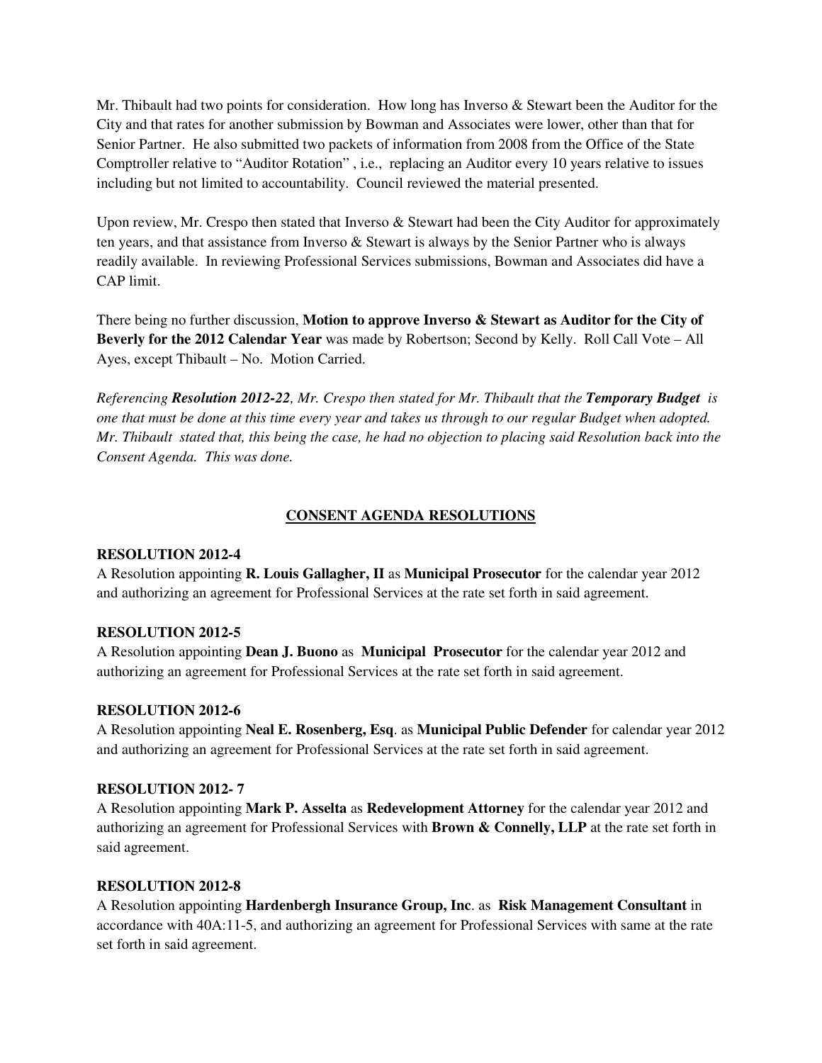Mr. Thibault had two points for consideration. How long has Inverso & Stewart been the Auditor for the City and that rates for another submission by Bowman and Associates were lower, other than that for Senior Partner. He also submitted two packets of information from 2008 from the Office of the State Comptroller relative to "Auditor Rotation" , i.e., replacing an Auditor every 10 years relative to issues including but not limited to accountability. Council reviewed the material presented.

Upon review, Mr. Crespo then stated that Inverso & Stewart had been the City Auditor for approximately ten years, and that assistance from Inverso & Stewart is always by the Senior Partner who is always readily available. In reviewing Professional Services submissions, Bowman and Associates did have a CAP limit.

There being no further discussion, **Motion to approve Inverso & Stewart as Auditor for the City of Beverly for the 2012 Calendar Year** was made by Robertson; Second by Kelly. Roll Call Vote – All Ayes, except Thibault – No. Motion Carried.

*Referencing **Resolution 2012-22**, Mr. Crespo then stated for Mr. Thibault that the **Temporary Budget** is one that must be done at this time every year and takes us through to our regular Budget when adopted. Mr. Thibault stated that, this being the case, he had no objection to placing said Resolution back into the Consent Agenda. This was done.*

## CONSENT AGENDA RESOLUTIONS

**RESOLUTION 2012-4**
A Resolution appointing **R. Louis Gallagher, II** as **Municipal Prosecutor** for the calendar year 2012 and authorizing an agreement for Professional Services at the rate set forth in said agreement.

**RESOLUTION 2012-5**
A Resolution appointing **Dean J. Buono** as **Municipal Prosecutor** for the calendar year 2012 and authorizing an agreement for Professional Services at the rate set forth in said agreement.

**RESOLUTION 2012-6**
A Resolution appointing **Neal E. Rosenberg, Esq**. as **Municipal Public Defender** for calendar year 2012 and authorizing an agreement for Professional Services at the rate set forth in said agreement.

**RESOLUTION 2012- 7**
A Resolution appointing **Mark P. Asselta** as **Redevelopment Attorney** for the calendar year 2012 and authorizing an agreement for Professional Services with **Brown & Connelly, LLP** at the rate set forth in said agreement.

**RESOLUTION 2012-8**
A Resolution appointing **Hardenbergh Insurance Group, Inc**. as **Risk Management Consultant** in accordance with 40A:11-5, and authorizing an agreement for Professional Services with same at the rate set forth in said agreement.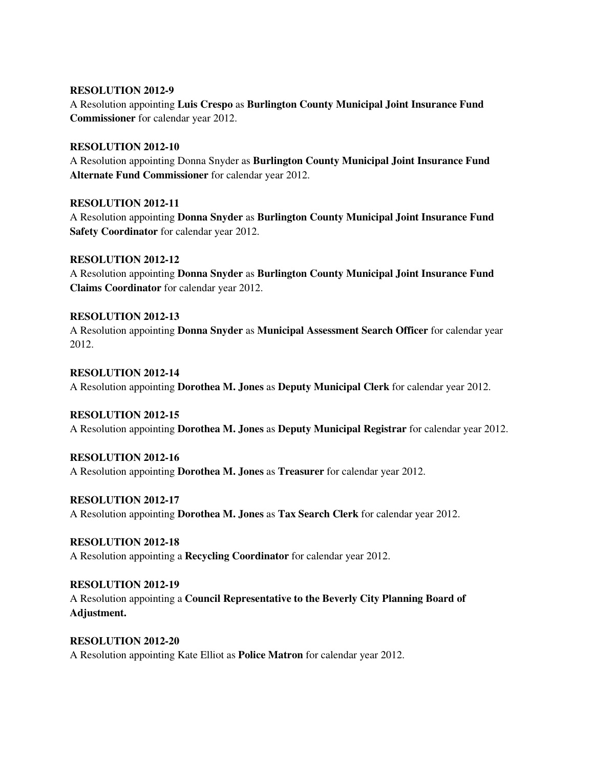**RESOLUTION 2012-9**
A Resolution appointing **Luis Crespo** as **Burlington County Municipal Joint Insurance Fund Commissioner** for calendar year 2012.

**RESOLUTION 2012-10**
A Resolution appointing Donna Snyder as **Burlington County Municipal Joint Insurance Fund Alternate Fund Commissioner** for calendar year 2012.

**RESOLUTION 2012-11**
A Resolution appointing **Donna Snyder** as **Burlington County Municipal Joint Insurance Fund Safety Coordinator** for calendar year 2012.

**RESOLUTION 2012-12**
A Resolution appointing **Donna Snyder** as **Burlington County Municipal Joint Insurance Fund Claims Coordinator** for calendar year 2012.

**RESOLUTION 2012-13**
A Resolution appointing **Donna Snyder** as **Municipal Assessment Search Officer** for calendar year 2012.

**RESOLUTION 2012-14**
A Resolution appointing **Dorothea M. Jones** as **Deputy Municipal Clerk** for calendar year 2012.

**RESOLUTION 2012-15**
A Resolution appointing **Dorothea M. Jones** as **Deputy Municipal Registrar** for calendar year 2012.

**RESOLUTION 2012-16**
A Resolution appointing **Dorothea M. Jones** as **Treasurer** for calendar year 2012.

**RESOLUTION 2012-17**
A Resolution appointing **Dorothea M. Jones** as **Tax Search Clerk** for calendar year 2012.

**RESOLUTION 2012-18**
A Resolution appointing a **Recycling Coordinator** for calendar year 2012.

**RESOLUTION 2012-19**
A Resolution appointing a **Council Representative to the Beverly City Planning Board of Adjustment.**

**RESOLUTION 2012-20**
A Resolution appointing Kate Elliot as **Police Matron** for calendar year 2012.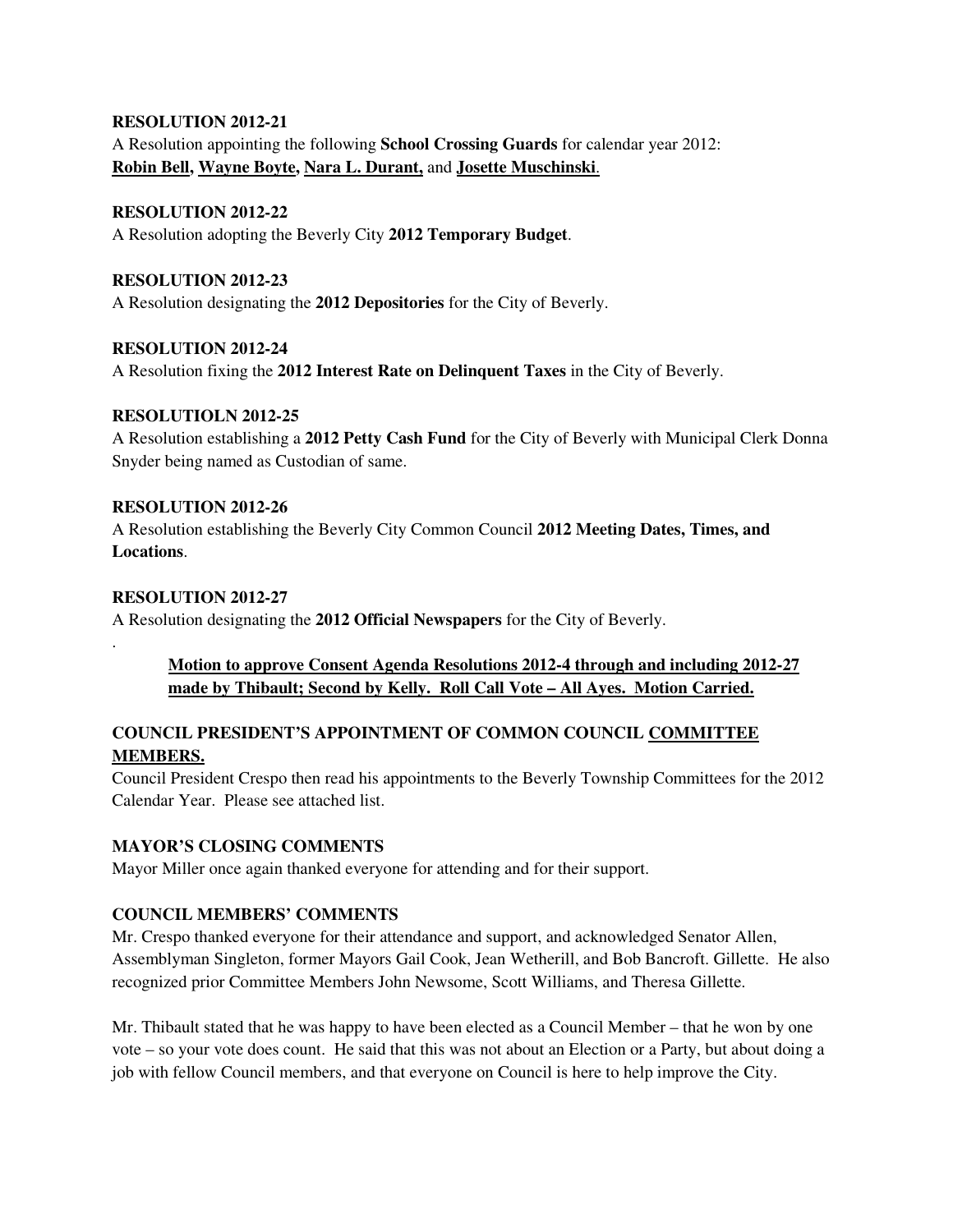**RESOLUTION 2012-21**
A Resolution appointing the following **School Crossing Guards** for calendar year 2012:
**Robin Bell, Wayne Boyte, Nara L. Durant,** and **Josette Muschinski**.

**RESOLUTION 2012-22**
A Resolution adopting the Beverly City **2012 Temporary Budget**.

**RESOLUTION 2012-23**
A Resolution designating the **2012 Depositories** for the City of Beverly.

**RESOLUTION 2012-24**
A Resolution fixing the **2012 Interest Rate on Delinquent Taxes** in the City of Beverly.

**RESOLUTIOLN 2012-25**
A Resolution establishing a **2012 Petty Cash Fund** for the City of Beverly with Municipal Clerk Donna Snyder being named as Custodian of same.

**RESOLUTION 2012-26**
A Resolution establishing the Beverly City Common Council **2012 Meeting Dates, Times, and Locations**.

**RESOLUTION 2012-27**
A Resolution designating the **2012 Official Newspapers** for the City of Beverly.
.

> **Motion to approve Consent Agenda Resolutions 2012-4 through and including 2012-27 made by Thibault; Second by Kelly. Roll Call Vote – All Ayes. Motion Carried.**

**COUNCIL PRESIDENT'S APPOINTMENT OF COMMON COUNCIL COMMITTEE MEMBERS.**
Council President Crespo then read his appointments to the Beverly Township Committees for the 2012 Calendar Year. Please see attached list.

**MAYOR'S CLOSING COMMENTS**
Mayor Miller once again thanked everyone for attending and for their support.

**COUNCIL MEMBERS' COMMENTS**
Mr. Crespo thanked everyone for their attendance and support, and acknowledged Senator Allen, Assemblyman Singleton, former Mayors Gail Cook, Jean Wetherill, and Bob Bancroft. Gillette. He also recognized prior Committee Members John Newsome, Scott Williams, and Theresa Gillette.

Mr. Thibault stated that he was happy to have been elected as a Council Member – that he won by one vote – so your vote does count. He said that this was not about an Election or a Party, but about doing a job with fellow Council members, and that everyone on Council is here to help improve the City.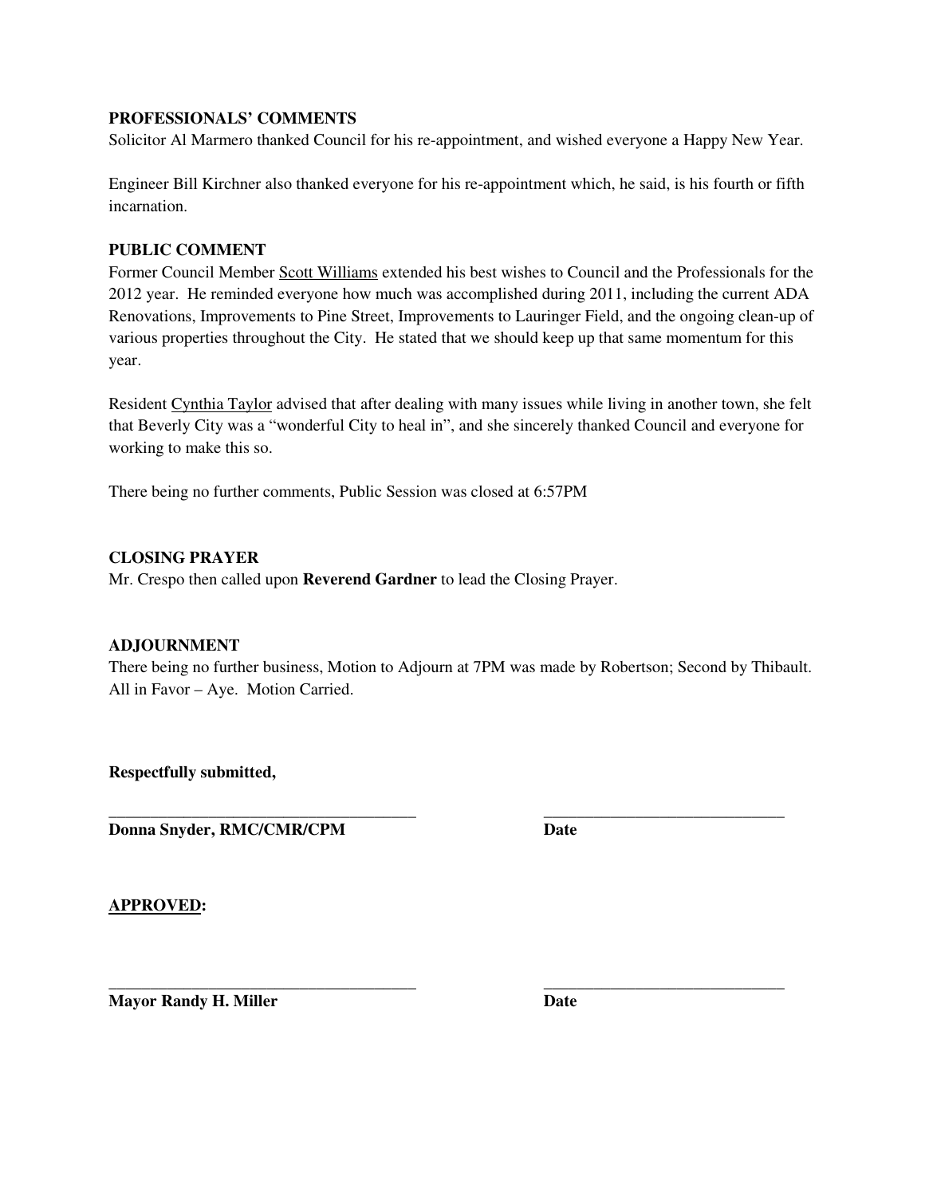**PROFESSIONALS' COMMENTS**

Solicitor Al Marmero thanked Council for his re-appointment, and wished everyone a Happy New Year.

Engineer Bill Kirchner also thanked everyone for his re-appointment which, he said, is his fourth or fifth incarnation.

**PUBLIC COMMENT**

Former Council Member Scott Williams extended his best wishes to Council and the Professionals for the 2012 year. He reminded everyone how much was accomplished during 2011, including the current ADA Renovations, Improvements to Pine Street, Improvements to Lauringer Field, and the ongoing clean-up of various properties throughout the City. He stated that we should keep up that same momentum for this year.

Resident Cynthia Taylor advised that after dealing with many issues while living in another town, she felt that Beverly City was a "wonderful City to heal in", and she sincerely thanked Council and everyone for working to make this so.

There being no further comments, Public Session was closed at 6:57PM

**CLOSING PRAYER**

Mr. Crespo then called upon **Reverend Gardner** to lead the Closing Prayer.

**ADJOURNMENT**

There being no further business, Motion to Adjourn at 7PM was made by Robertson; Second by Thibault. All in Favor – Aye. Motion Carried.

**Respectfully submitted,**

_____________________________________ _____________________________

**Donna Snyder, RMC/CMR/CPM** **Date**

**APPROVED:**

_____________________________________ _____________________________

**Mayor Randy H. Miller** **Date**